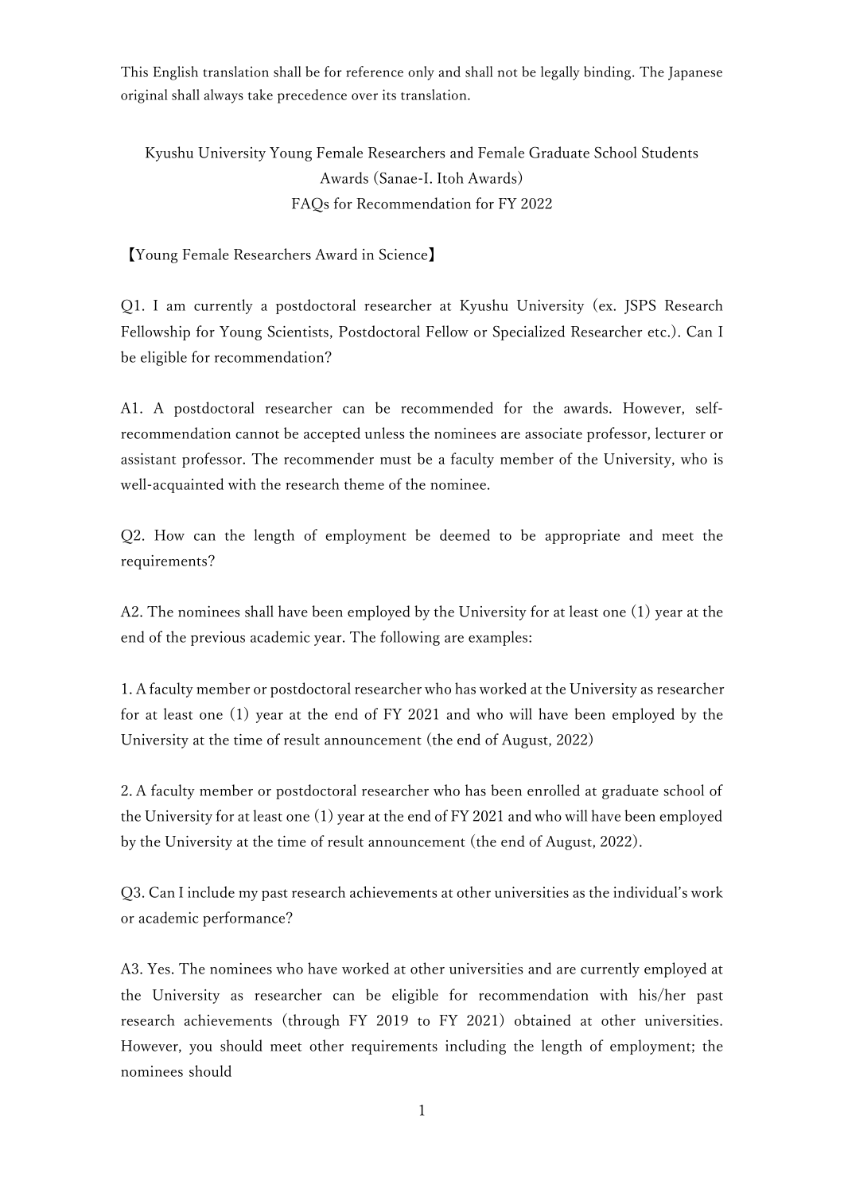This English translation shall be for reference only and shall not be legally binding. The Japanese original shall always take precedence over its translation.

# Kyushu University Young Female Researchers and Female Graduate School Students Awards (Sanae-I. Itoh Awards)
# FAQs for Recommendation for FY 2022

## 【Young Female Researchers Award in Science】

Q1. I am currently a postdoctoral researcher at Kyushu University (ex. JSPS Research Fellowship for Young Scientists, Postdoctoral Fellow or Specialized Researcher etc.). Can I be eligible for recommendation?

A1. A postdoctoral researcher can be recommended for the awards. However, self-recommendation cannot be accepted unless the nominees are associate professor, lecturer or assistant professor. The recommender must be a faculty member of the University, who is well-acquainted with the research theme of the nominee.

Q2. How can the length of employment be deemed to be appropriate and meet the requirements?

A2. The nominees shall have been employed by the University for at least one (1) year at the end of the previous academic year. The following are examples:

1. A faculty member or postdoctoral researcher who has worked at the University as researcher for at least one (1) year at the end of FY 2021 and who will have been employed by the University at the time of result announcement (the end of August, 2022)

2. A faculty member or postdoctoral researcher who has been enrolled at graduate school of the University for at least one (1) year at the end of FY 2021 and who will have been employed by the University at the time of result announcement (the end of August, 2022).

Q3. Can I include my past research achievements at other universities as the individual's work or academic performance?

A3. Yes. The nominees who have worked at other universities and are currently employed at the University as researcher can be eligible for recommendation with his/her past research achievements (through FY 2019 to FY 2021) obtained at other universities. However, you should meet other requirements including the length of employment; the nominees should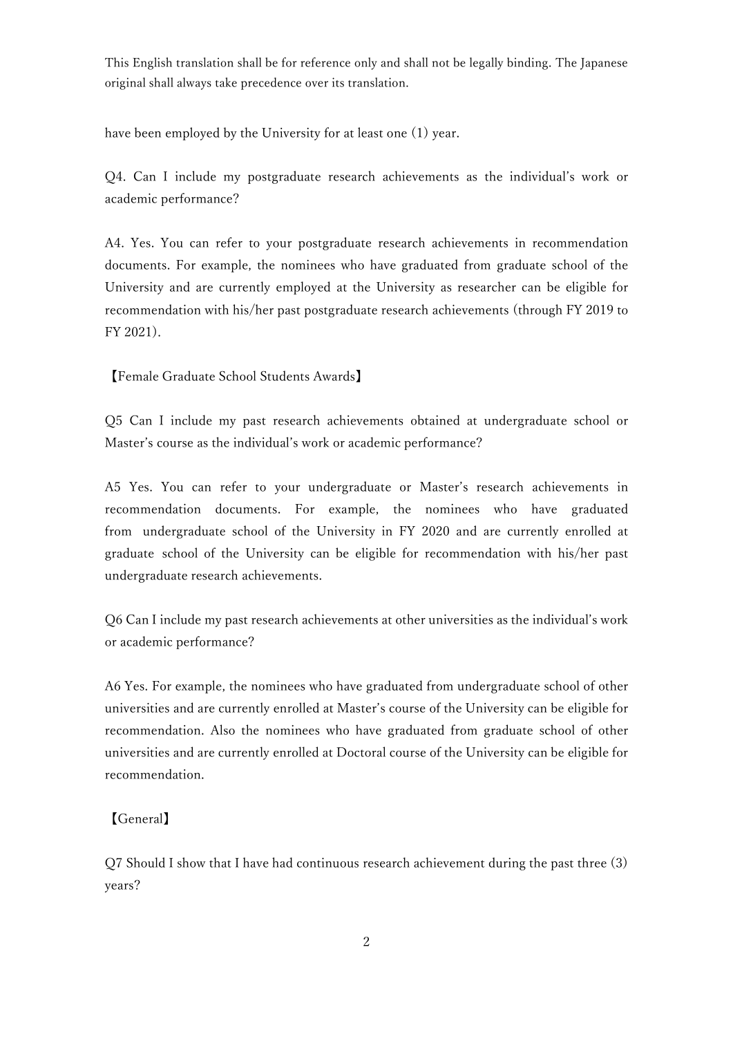This English translation shall be for reference only and shall not be legally binding. The Japanese original shall always take precedence over its translation.

have been employed by the University for at least one (1) year.

Q4. Can I include my postgraduate research achievements as the individual's work or academic performance?

A4. Yes. You can refer to your postgraduate research achievements in recommendation documents. For example, the nominees who have graduated from graduate school of the University and are currently employed at the University as researcher can be eligible for recommendation with his/her past postgraduate research achievements (through FY 2019 to FY 2021).

【Female Graduate School Students Awards】

Q5 Can I include my past research achievements obtained at undergraduate school or Master's course as the individual's work or academic performance?

A5 Yes. You can refer to your undergraduate or Master's research achievements in recommendation documents. For example, the nominees who have graduated from undergraduate school of the University in FY 2020 and are currently enrolled at graduate school of the University can be eligible for recommendation with his/her past undergraduate research achievements.

Q6 Can I include my past research achievements at other universities as the individual's work or academic performance?

A6 Yes. For example, the nominees who have graduated from undergraduate school of other universities and are currently enrolled at Master's course of the University can be eligible for recommendation. Also the nominees who have graduated from graduate school of other universities and are currently enrolled at Doctoral course of the University can be eligible for recommendation.

【General】

Q7 Should I show that I have had continuous research achievement during the past three (3) years?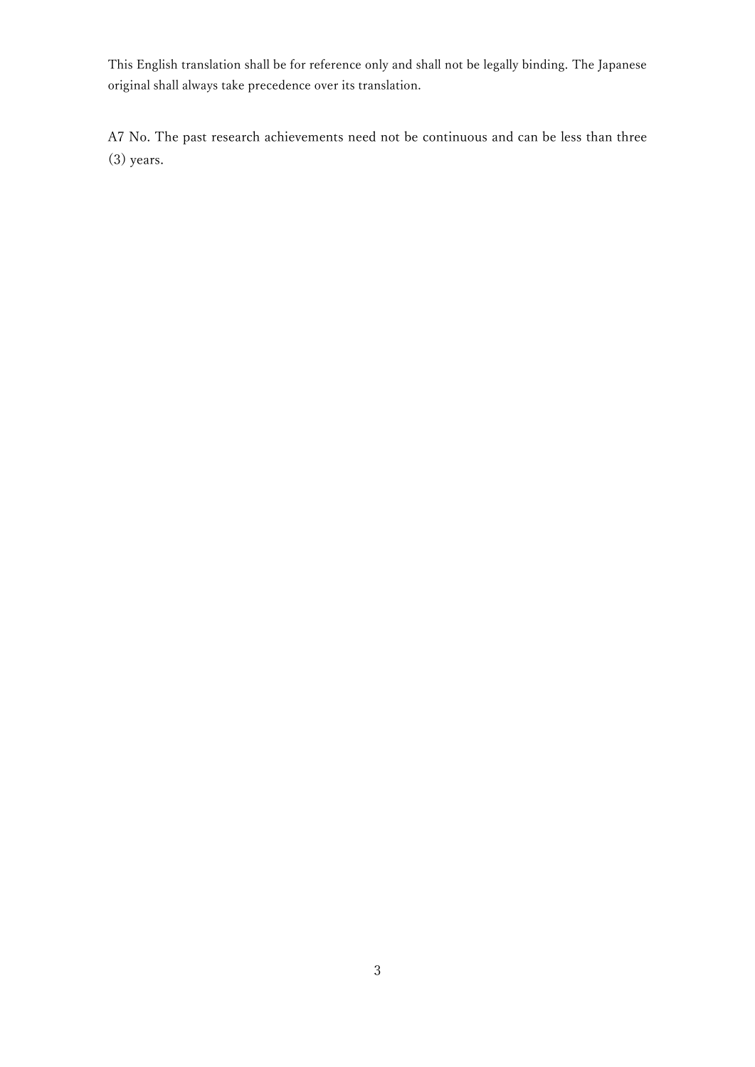This English translation shall be for reference only and shall not be legally binding. The Japanese original shall always take precedence over its translation.

A7 No. The past research achievements need not be continuous and can be less than three (3) years.